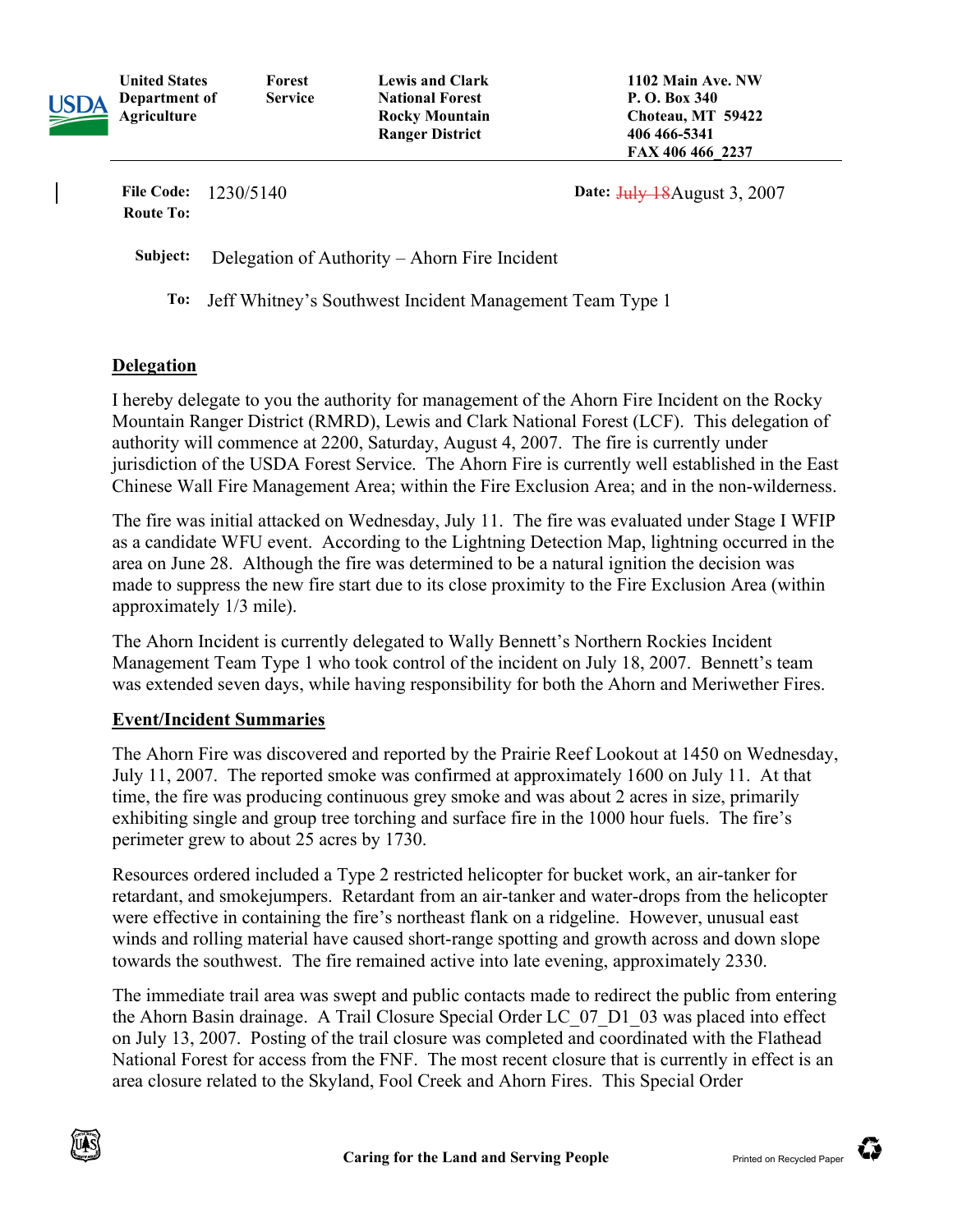**United States Department of Agriculture** | **Forest Service** | **Lewis and Clark National Forest Rocky Mountain Ranger District** | **1102 Main Ave. NW P. O. Box 340 Choteau, MT 59422 406 466-5341 FAX 406 466_2237**

**File Code:** 1230/5140

**Route To:**

**Date:** ~~July 18~~August 3, 2007

**Subject:** Delegation of Authority – Ahorn Fire Incident

**To:** Jeff Whitney's Southwest Incident Management Team Type 1

## Delegation

I hereby delegate to you the authority for management of the Ahorn Fire Incident on the Rocky Mountain Ranger District (RMRD), Lewis and Clark National Forest (LCF). This delegation of authority will commence at 2200, Saturday, August 4, 2007. The fire is currently under jurisdiction of the USDA Forest Service. The Ahorn Fire is currently well established in the East Chinese Wall Fire Management Area; within the Fire Exclusion Area; and in the non-wilderness.

The fire was initial attacked on Wednesday, July 11. The fire was evaluated under Stage I WFIP as a candidate WFU event. According to the Lightning Detection Map, lightning occurred in the area on June 28. Although the fire was determined to be a natural ignition the decision was made to suppress the new fire start due to its close proximity to the Fire Exclusion Area (within approximately 1/3 mile).

The Ahorn Incident is currently delegated to Wally Bennett's Northern Rockies Incident Management Team Type 1 who took control of the incident on July 18, 2007. Bennett's team was extended seven days, while having responsibility for both the Ahorn and Meriwether Fires.

## Event/Incident Summaries

The Ahorn Fire was discovered and reported by the Prairie Reef Lookout at 1450 on Wednesday, July 11, 2007. The reported smoke was confirmed at approximately 1600 on July 11. At that time, the fire was producing continuous grey smoke and was about 2 acres in size, primarily exhibiting single and group tree torching and surface fire in the 1000 hour fuels. The fire's perimeter grew to about 25 acres by 1730.

Resources ordered included a Type 2 restricted helicopter for bucket work, an air-tanker for retardant, and smokejumpers. Retardant from an air-tanker and water-drops from the helicopter were effective in containing the fire's northeast flank on a ridgeline. However, unusual east winds and rolling material have caused short-range spotting and growth across and down slope towards the southwest. The fire remained active into late evening, approximately 2330.

The immediate trail area was swept and public contacts made to redirect the public from entering the Ahorn Basin drainage. A Trail Closure Special Order LC_07_D1_03 was placed into effect on July 13, 2007. Posting of the trail closure was completed and coordinated with the Flathead National Forest for access from the FNF. The most recent closure that is currently in effect is an area closure related to the Skyland, Fool Creek and Ahorn Fires. This Special Order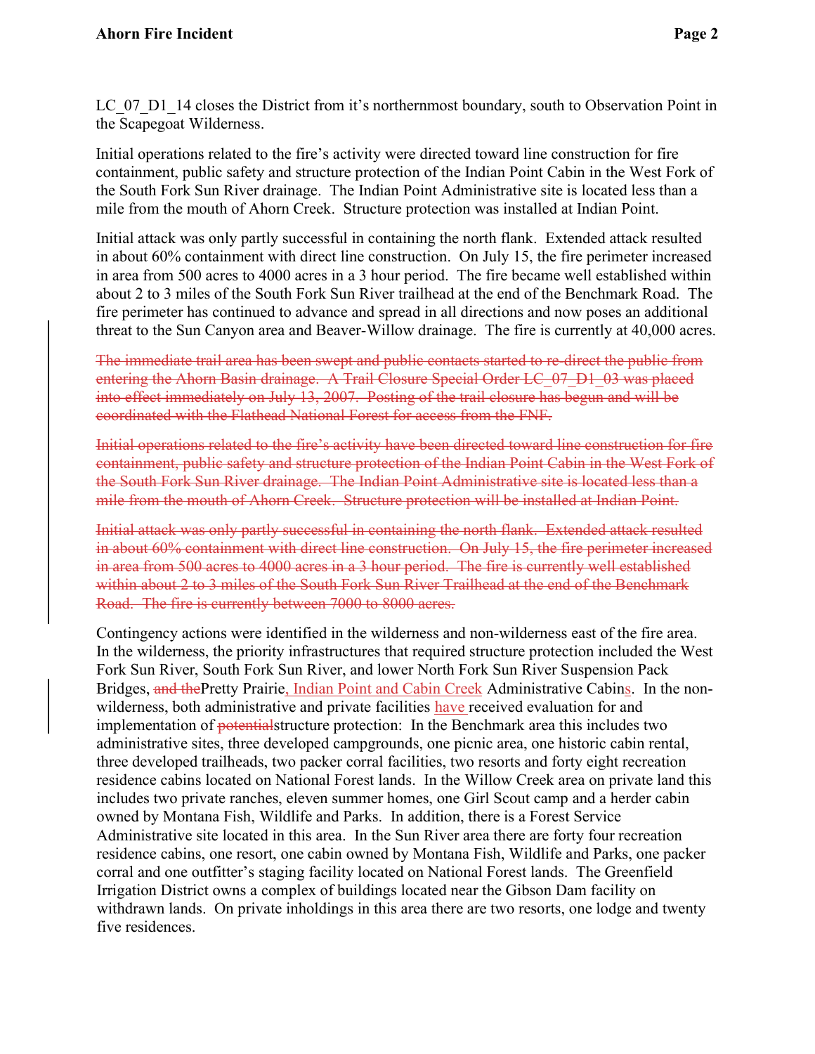LC_07_D1_14 closes the District from it's northernmost boundary, south to Observation Point in the Scapegoat Wilderness.

Initial operations related to the fire's activity were directed toward line construction for fire containment, public safety and structure protection of the Indian Point Cabin in the West Fork of the South Fork Sun River drainage. The Indian Point Administrative site is located less than a mile from the mouth of Ahorn Creek. Structure protection was installed at Indian Point.

Initial attack was only partly successful in containing the north flank. Extended attack resulted in about 60% containment with direct line construction. On July 15, the fire perimeter increased in area from 500 acres to 4000 acres in a 3 hour period. The fire became well established within about 2 to 3 miles of the South Fork Sun River trailhead at the end of the Benchmark Road. The fire perimeter has continued to advance and spread in all directions and now poses an additional threat to the Sun Canyon area and Beaver-Willow drainage. The fire is currently at 40,000 acres.

~~The immediate trail area has been swept and public contacts started to re-direct the public from entering the Ahorn Basin drainage. A Trail Closure Special Order LC_07_D1_03 was placed into effect immediately on July 13, 2007. Posting of the trail closure has begun and will be coordinated with the Flathead National Forest for access from the FNF.~~

~~Initial operations related to the fire's activity have been directed toward line construction for fire containment, public safety and structure protection of the Indian Point Cabin in the West Fork of the South Fork Sun River drainage. The Indian Point Administrative site is located less than a mile from the mouth of Ahorn Creek. Structure protection will be installed at Indian Point.~~

~~Initial attack was only partly successful in containing the north flank. Extended attack resulted in about 60% containment with direct line construction. On July 15, the fire perimeter increased in area from 500 acres to 4000 acres in a 3 hour period. The fire is currently well established within about 2 to 3 miles of the South Fork Sun River Trailhead at the end of the Benchmark Road. The fire is currently between 7000 to 8000 acres.~~

Contingency actions were identified in the wilderness and non-wilderness east of the fire area. In the wilderness, the priority infrastructures that required structure protection included the West Fork Sun River, South Fork Sun River, and lower North Fork Sun River Suspension Pack Bridges, ~~and the~~Pretty Prairie, Indian Point and Cabin Creek Administrative Cabins. In the non-wilderness, both administrative and private facilities have received evaluation for and implementation of ~~potential~~structure protection: In the Benchmark area this includes two administrative sites, three developed campgrounds, one picnic area, one historic cabin rental, three developed trailheads, two packer corral facilities, two resorts and forty eight recreation residence cabins located on National Forest lands. In the Willow Creek area on private land this includes two private ranches, eleven summer homes, one Girl Scout camp and a herder cabin owned by Montana Fish, Wildlife and Parks. In addition, there is a Forest Service Administrative site located in this area. In the Sun River area there are forty four recreation residence cabins, one resort, one cabin owned by Montana Fish, Wildlife and Parks, one packer corral and one outfitter's staging facility located on National Forest lands. The Greenfield Irrigation District owns a complex of buildings located near the Gibson Dam facility on withdrawn lands. On private inholdings in this area there are two resorts, one lodge and twenty five residences.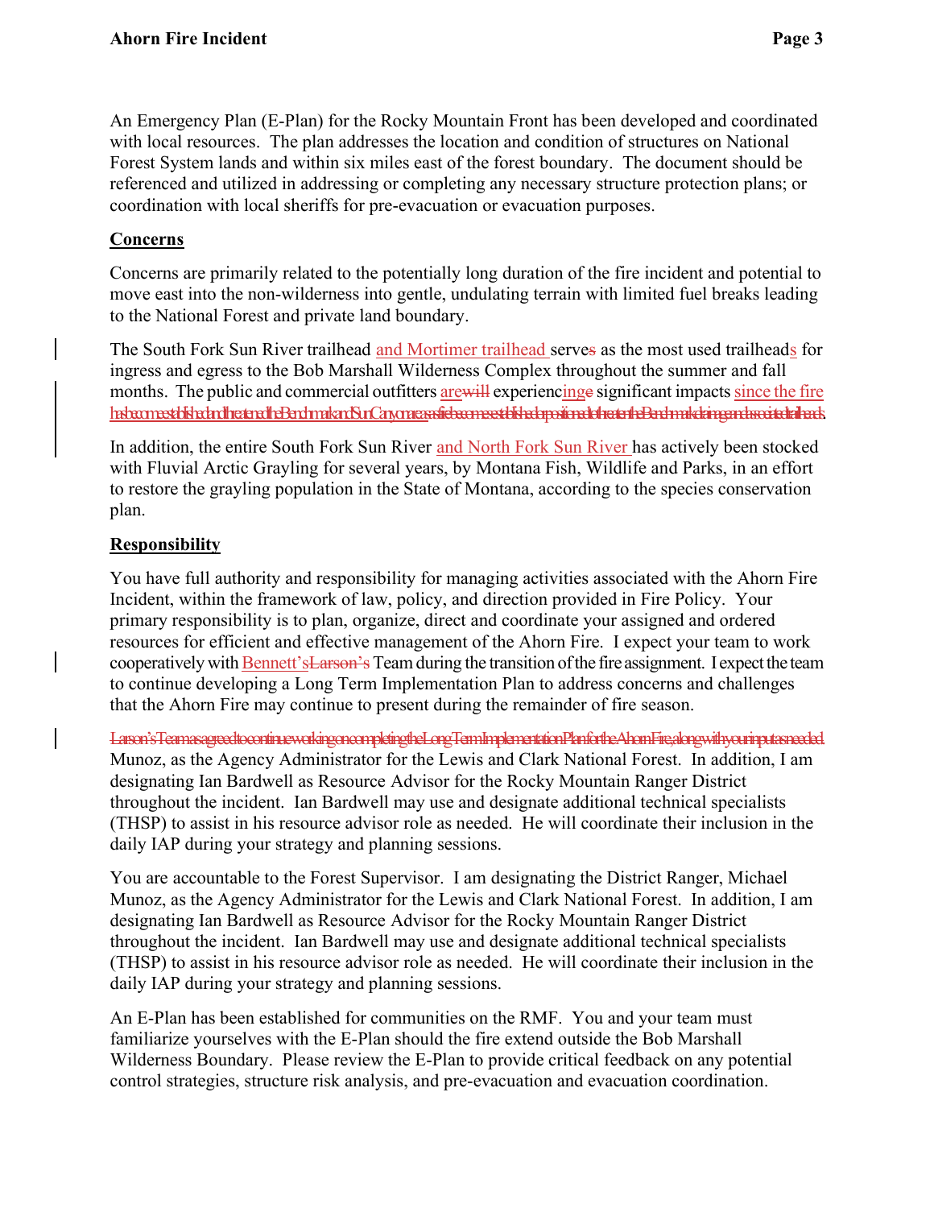An Emergency Plan (E-Plan) for the Rocky Mountain Front has been developed and coordinated with local resources. The plan addresses the location and condition of structures on National Forest System lands and within six miles east of the forest boundary. The document should be referenced and utilized in addressing or completing any necessary structure protection plans; or coordination with local sheriffs for pre-evacuation or evacuation purposes.

## Concerns

Concerns are primarily related to the potentially long duration of the fire incident and potential to move east into the non-wilderness into gentle, undulating terrain with limited fuel breaks leading to the National Forest and private land boundary.

The South Fork Sun River trailhead and Mortimer trailhead serve~~s~~ as the most used trailheads for ingress and egress to the Bob Marshall Wilderness Complex throughout the summer and fall months. The public and commercial outfitters are~~will~~ experiencing~~e~~ significant impacts since the fire has become established and threatened the Benchmark and Sun Canyon area, as fire becomes established or positioned to threaten the Benchmark drainage and associated trailheads.

In addition, the entire South Fork Sun River and North Fork Sun River has actively been stocked with Fluvial Arctic Grayling for several years, by Montana Fish, Wildlife and Parks, in an effort to restore the grayling population in the State of Montana, according to the species conservation plan.

## Responsibility

You have full authority and responsibility for managing activities associated with the Ahorn Fire Incident, within the framework of law, policy, and direction provided in Fire Policy. Your primary responsibility is to plan, organize, direct and coordinate your assigned and ordered resources for efficient and effective management of the Ahorn Fire. I expect your team to work cooperatively with Bennett's~~Larson's~~ Team during the transition of the fire assignment. I expect the team to continue developing a Long Term Implementation Plan to address concerns and challenges that the Ahorn Fire may continue to present during the remainder of fire season.

~~Larson's Team has agreed to continue working on completing the Long Term Implementation Plan for the Ahorn Fire, along with your input as needed.~~ Munoz, as the Agency Administrator for the Lewis and Clark National Forest. In addition, I am designating Ian Bardwell as Resource Advisor for the Rocky Mountain Ranger District throughout the incident. Ian Bardwell may use and designate additional technical specialists (THSP) to assist in his resource advisor role as needed. He will coordinate their inclusion in the daily IAP during your strategy and planning sessions.

You are accountable to the Forest Supervisor. I am designating the District Ranger, Michael Munoz, as the Agency Administrator for the Lewis and Clark National Forest. In addition, I am designating Ian Bardwell as Resource Advisor for the Rocky Mountain Ranger District throughout the incident. Ian Bardwell may use and designate additional technical specialists (THSP) to assist in his resource advisor role as needed. He will coordinate their inclusion in the daily IAP during your strategy and planning sessions.

An E-Plan has been established for communities on the RMF. You and your team must familiarize yourselves with the E-Plan should the fire extend outside the Bob Marshall Wilderness Boundary. Please review the E-Plan to provide critical feedback on any potential control strategies, structure risk analysis, and pre-evacuation and evacuation coordination.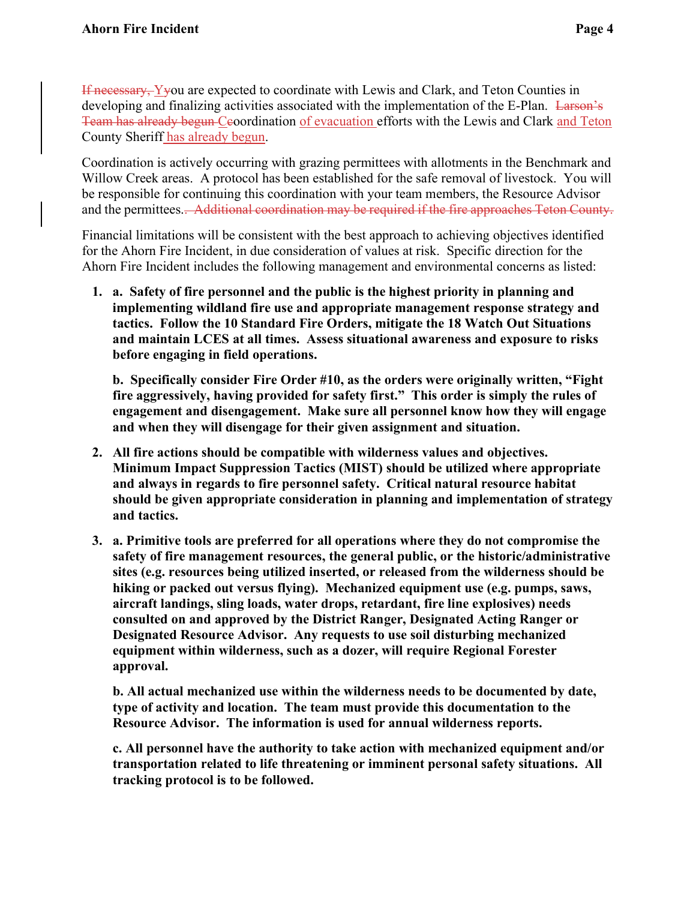~~If necessary, Y~~<u>Y</u>ou are expected to coordinate with Lewis and Clark, and Teton Counties in developing and finalizing activities associated with the implementation of the E-Plan. ~~Larson's Team has already begun C~~<u>C</u>oordination <u>of evacuation</u> efforts with the Lewis and Clark <u>and Teton</u> County Sheriff <u>has already begun</u>.

Coordination is actively occurring with grazing permittees with allotments in the Benchmark and Willow Creek areas. A protocol has been established for the safe removal of livestock. You will be responsible for continuing this coordination with your team members, the Resource Advisor and the permittees.~~. Additional coordination may be required if the fire approaches Teton County.~~

Financial limitations will be consistent with the best approach to achieving objectives identified for the Ahorn Fire Incident, in due consideration of values at risk. Specific direction for the Ahorn Fire Incident includes the following management and environmental concerns as listed:

1. **a. Safety of fire personnel and the public is the highest priority in planning and implementing wildland fire use and appropriate management response strategy and tactics. Follow the 10 Standard Fire Orders, mitigate the 18 Watch Out Situations and maintain LCES at all times. Assess situational awareness and exposure to risks before engaging in field operations.**

   **b. Specifically consider Fire Order #10, as the orders were originally written, "Fight fire aggressively, having provided for safety first." This order is simply the rules of engagement and disengagement. Make sure all personnel know how they will engage and when they will disengage for their given assignment and situation.**

2. **All fire actions should be compatible with wilderness values and objectives. Minimum Impact Suppression Tactics (MIST) should be utilized where appropriate and always in regards to fire personnel safety. Critical natural resource habitat should be given appropriate consideration in planning and implementation of strategy and tactics.**

3. **a. Primitive tools are preferred for all operations where they do not compromise the safety of fire management resources, the general public, or the historic/administrative sites (e.g. resources being utilized inserted, or released from the wilderness should be hiking or packed out versus flying). Mechanized equipment use (e.g. pumps, saws, aircraft landings, sling loads, water drops, retardant, fire line explosives) needs consulted on and approved by the District Ranger, Designated Acting Ranger or Designated Resource Advisor. Any requests to use soil disturbing mechanized equipment within wilderness, such as a dozer, will require Regional Forester approval.**

   **b. All actual mechanized use within the wilderness needs to be documented by date, type of activity and location. The team must provide this documentation to the Resource Advisor. The information is used for annual wilderness reports.**

   **c. All personnel have the authority to take action with mechanized equipment and/or transportation related to life threatening or imminent personal safety situations. All tracking protocol is to be followed.**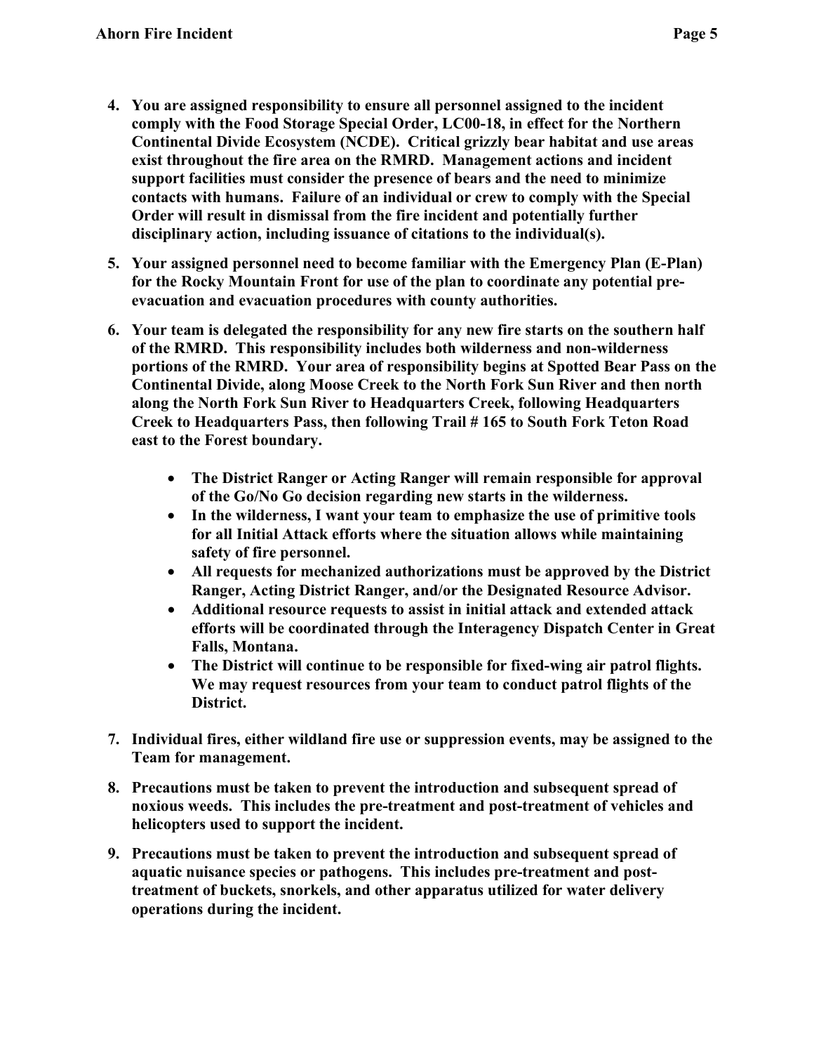4. **You are assigned responsibility to ensure all personnel assigned to the incident comply with the Food Storage Special Order, LC00-18, in effect for the Northern Continental Divide Ecosystem (NCDE). Critical grizzly bear habitat and use areas exist throughout the fire area on the RMRD. Management actions and incident support facilities must consider the presence of bears and the need to minimize contacts with humans. Failure of an individual or crew to comply with the Special Order will result in dismissal from the fire incident and potentially further disciplinary action, including issuance of citations to the individual(s).**

5. **Your assigned personnel need to become familiar with the Emergency Plan (E-Plan) for the Rocky Mountain Front for use of the plan to coordinate any potential pre-evacuation and evacuation procedures with county authorities.**

6. **Your team is delegated the responsibility for any new fire starts on the southern half of the RMRD. This responsibility includes both wilderness and non-wilderness portions of the RMRD. Your area of responsibility begins at Spotted Bear Pass on the Continental Divide, along Moose Creek to the North Fork Sun River and then north along the North Fork Sun River to Headquarters Creek, following Headquarters Creek to Headquarters Pass, then following Trail # 165 to South Fork Teton Road east to the Forest boundary.**

    - **The District Ranger or Acting Ranger will remain responsible for approval of the Go/No Go decision regarding new starts in the wilderness.**
    - **In the wilderness, I want your team to emphasize the use of primitive tools for all Initial Attack efforts where the situation allows while maintaining safety of fire personnel.**
    - **All requests for mechanized authorizations must be approved by the District Ranger, Acting District Ranger, and/or the Designated Resource Advisor.**
    - **Additional resource requests to assist in initial attack and extended attack efforts will be coordinated through the Interagency Dispatch Center in Great Falls, Montana.**
    - **The District will continue to be responsible for fixed-wing air patrol flights. We may request resources from your team to conduct patrol flights of the District.**

7. **Individual fires, either wildland fire use or suppression events, may be assigned to the Team for management.**

8. **Precautions must be taken to prevent the introduction and subsequent spread of noxious weeds. This includes the pre-treatment and post-treatment of vehicles and helicopters used to support the incident.**

9. **Precautions must be taken to prevent the introduction and subsequent spread of aquatic nuisance species or pathogens. This includes pre-treatment and post-treatment of buckets, snorkels, and other apparatus utilized for water delivery operations during the incident.**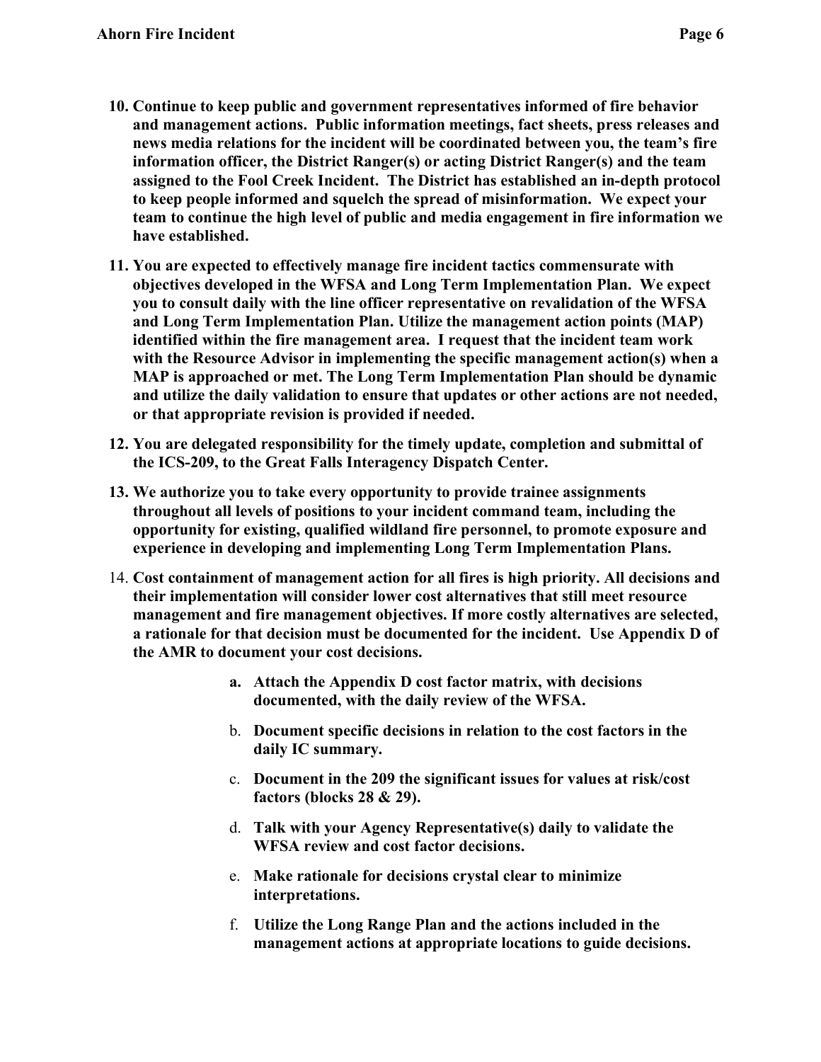10. **Continue to keep public and government representatives informed of fire behavior and management actions. Public information meetings, fact sheets, press releases and news media relations for the incident will be coordinated between you, the team's fire information officer, the District Ranger(s) or acting District Ranger(s) and the team assigned to the Fool Creek Incident. The District has established an in-depth protocol to keep people informed and squelch the spread of misinformation. We expect your team to continue the high level of public and media engagement in fire information we have established.**

11. **You are expected to effectively manage fire incident tactics commensurate with objectives developed in the WFSA and Long Term Implementation Plan. We expect you to consult daily with the line officer representative on revalidation of the WFSA and Long Term Implementation Plan. Utilize the management action points (MAP) identified within the fire management area. I request that the incident team work with the Resource Advisor in implementing the specific management action(s) when a MAP is approached or met. The Long Term Implementation Plan should be dynamic and utilize the daily validation to ensure that updates or other actions are not needed, or that appropriate revision is provided if needed.**

12. **You are delegated responsibility for the timely update, completion and submittal of the ICS-209, to the Great Falls Interagency Dispatch Center.**

13. **We authorize you to take every opportunity to provide trainee assignments throughout all levels of positions to your incident command team, including the opportunity for existing, qualified wildland fire personnel, to promote exposure and experience in developing and implementing Long Term Implementation Plans.**

14. **Cost containment of management action for all fires is high priority. All decisions and their implementation will consider lower cost alternatives that still meet resource management and fire management objectives. If more costly alternatives are selected, a rationale for that decision must be documented for the incident. Use Appendix D of the AMR to document your cost decisions.**

    a. **Attach the Appendix D cost factor matrix, with decisions documented, with the daily review of the WFSA.**

    b. **Document specific decisions in relation to the cost factors in the daily IC summary.**

    c. **Document in the 209 the significant issues for values at risk/cost factors (blocks 28 & 29).**

    d. **Talk with your Agency Representative(s) daily to validate the WFSA review and cost factor decisions.**

    e. **Make rationale for decisions crystal clear to minimize interpretations.**

    f. **Utilize the Long Range Plan and the actions included in the management actions at appropriate locations to guide decisions.**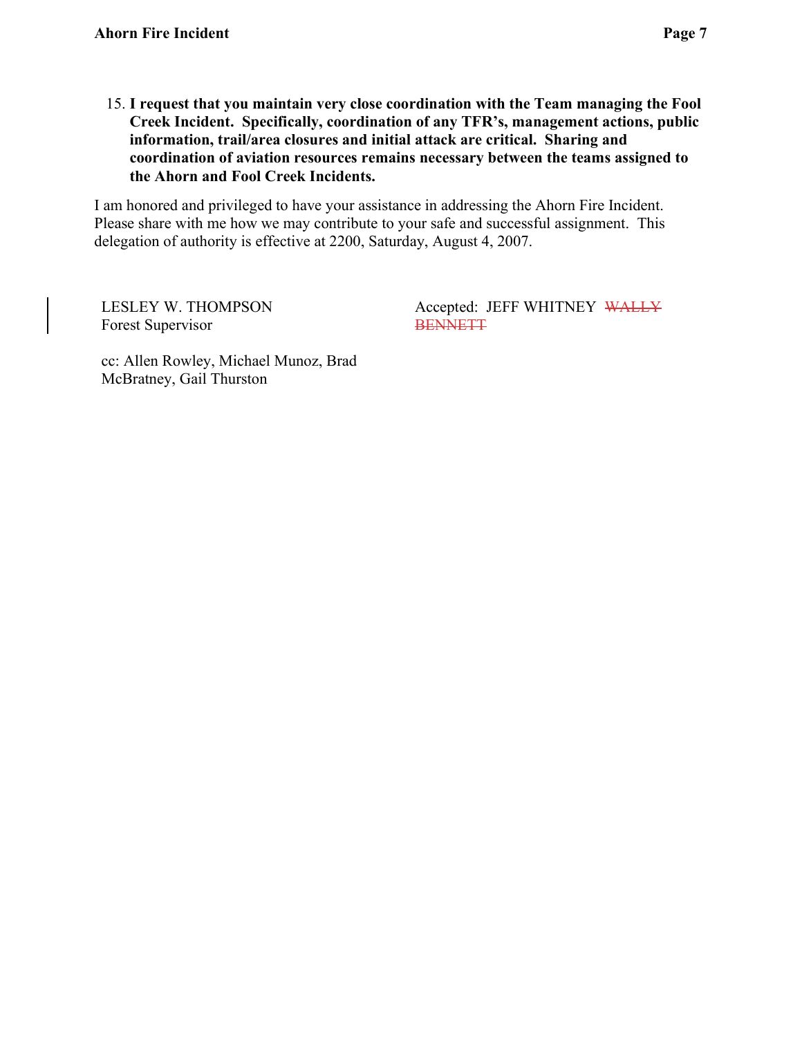15. **I request that you maintain very close coordination with the Team managing the Fool Creek Incident. Specifically, coordination of any TFR's, management actions, public information, trail/area closures and initial attack are critical. Sharing and coordination of aviation resources remains necessary between the teams assigned to the Ahorn and Fool Creek Incidents.**

I am honored and privileged to have your assistance in addressing the Ahorn Fire Incident. Please share with me how we may contribute to your safe and successful assignment. This delegation of authority is effective at 2200, Saturday, August 4, 2007.

LESLEY W. THOMPSON
Forest Supervisor

Accepted: JEFF WHITNEY ~~WALLY BENNETT~~

cc: Allen Rowley, Michael Munoz, Brad McBratney, Gail Thurston